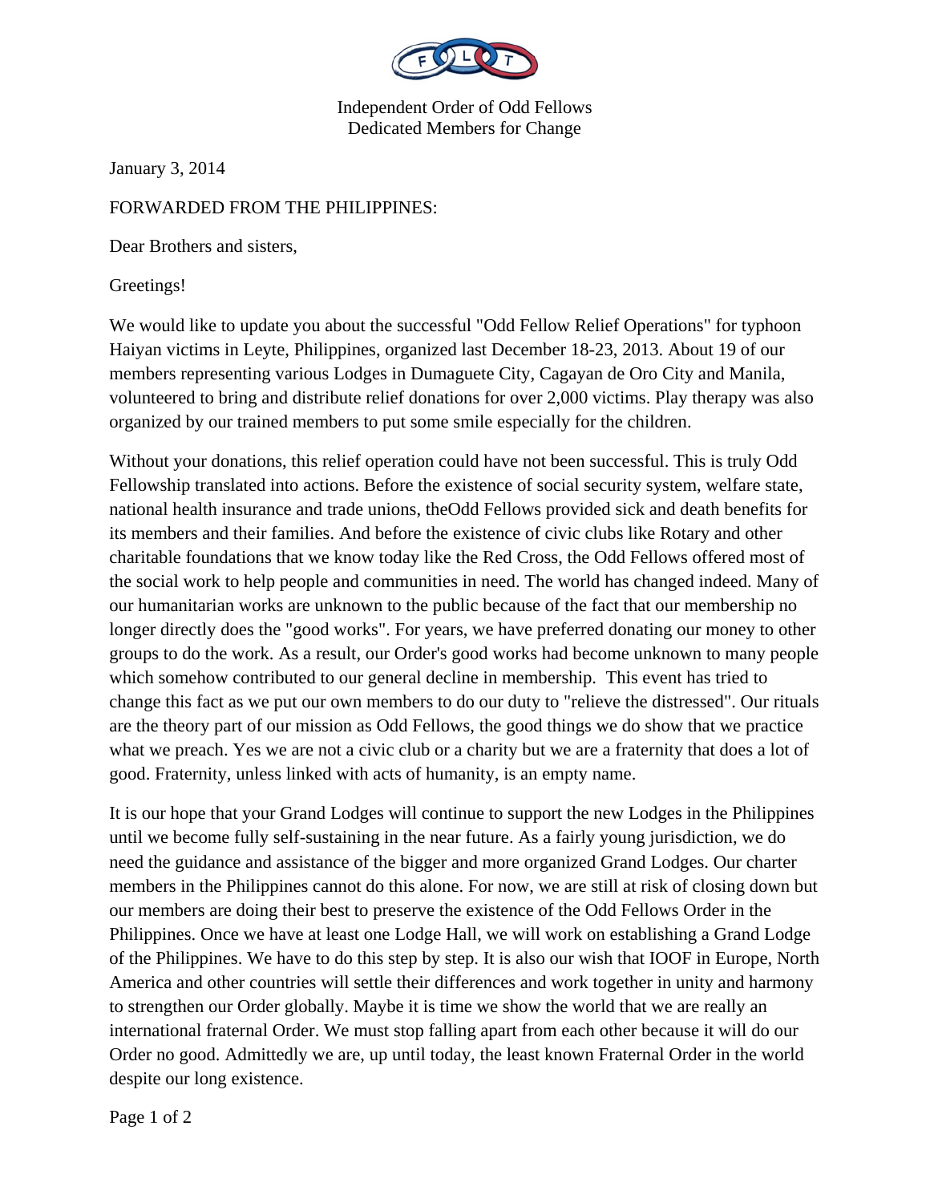Independent Order of Odd Fellows
Dedicated Members for Change

January 3, 2014

FORWARDED FROM THE PHILIPPINES:

Dear Brothers and sisters,

Greetings!

We would like to update you about the successful "Odd Fellow Relief Operations" for typhoon Haiyan victims in Leyte, Philippines, organized last December 18-23, 2013. About 19 of our members representing various Lodges in Dumaguete City, Cagayan de Oro City and Manila, volunteered to bring and distribute relief donations for over 2,000 victims. Play therapy was also organized by our trained members to put some smile especially for the children.

Without your donations, this relief operation could have not been successful. This is truly Odd Fellowship translated into actions. Before the existence of social security system, welfare state, national health insurance and trade unions, theOdd Fellows provided sick and death benefits for its members and their families. And before the existence of civic clubs like Rotary and other charitable foundations that we know today like the Red Cross, the Odd Fellows offered most of the social work to help people and communities in need. The world has changed indeed. Many of our humanitarian works are unknown to the public because of the fact that our membership no longer directly does the "good works". For years, we have preferred donating our money to other groups to do the work. As a result, our Order's good works had become unknown to many people which somehow contributed to our general decline in membership.  This event has tried to change this fact as we put our own members to do our duty to "relieve the distressed". Our rituals are the theory part of our mission as Odd Fellows, the good things we do show that we practice what we preach. Yes we are not a civic club or a charity but we are a fraternity that does a lot of good. Fraternity, unless linked with acts of humanity, is an empty name.

It is our hope that your Grand Lodges will continue to support the new Lodges in the Philippines until we become fully self-sustaining in the near future. As a fairly young jurisdiction, we do need the guidance and assistance of the bigger and more organized Grand Lodges. Our charter members in the Philippines cannot do this alone. For now, we are still at risk of closing down but our members are doing their best to preserve the existence of the Odd Fellows Order in the Philippines. Once we have at least one Lodge Hall, we will work on establishing a Grand Lodge of the Philippines. We have to do this step by step. It is also our wish that IOOF in Europe, North America and other countries will settle their differences and work together in unity and harmony to strengthen our Order globally. Maybe it is time we show the world that we are really an international fraternal Order. We must stop falling apart from each other because it will do our Order no good. Admittedly we are, up until today, the least known Fraternal Order in the world despite our long existence.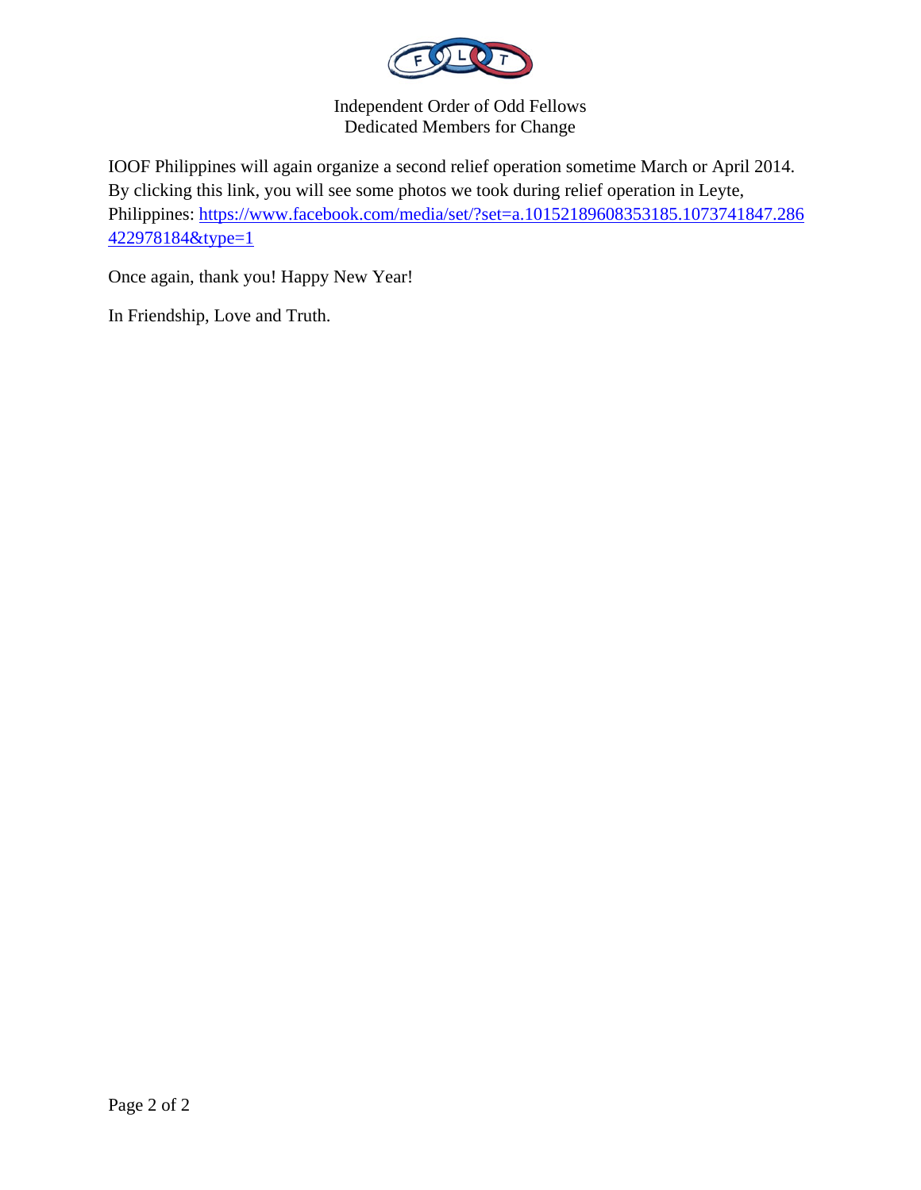Independent Order of Odd Fellows
Dedicated Members for Change

IOOF Philippines will again organize a second relief operation sometime March or April 2014. By clicking this link, you will see some photos we took during relief operation in Leyte, Philippines: https://www.facebook.com/media/set/?set=a.10152189608353185.1073741847.286422978184&type=1

Once again, thank you! Happy New Year!

In Friendship, Love and Truth.